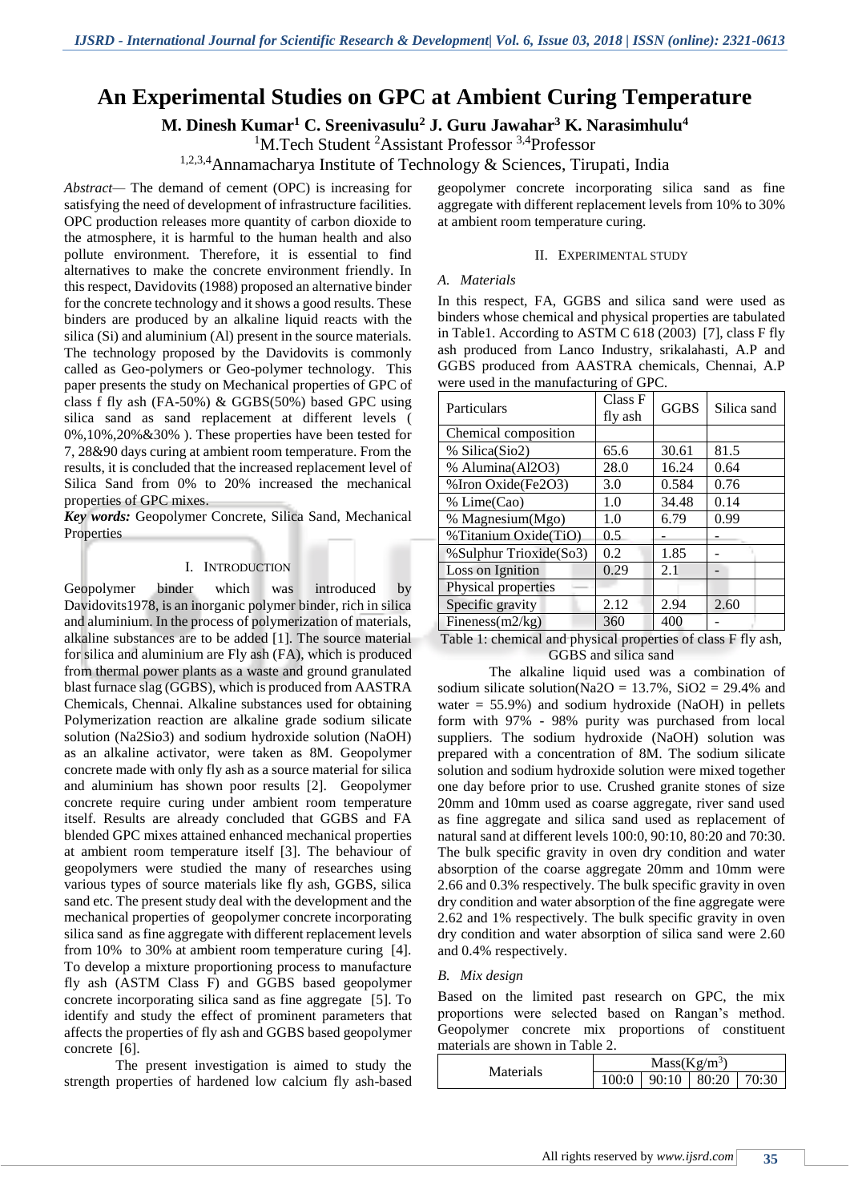# An Experimental Studies on GPC at Ambient Curing Temperature

**M. Dinesh Kumar[1] C. Sreenivasulu[2] J. Guru Jawahar[3] K. Narasimhulu[4]**

[1]M.Tech Student [2]Assistant Professor [3,4]Professor

[1,2,3,4]Annamacharya Institute of Technology & Sciences, Tirupati, India

*Abstract*— The demand of cement (OPC) is increasing for satisfying the need of development of infrastructure facilities. OPC production releases more quantity of carbon dioxide to the atmosphere, it is harmful to the human health and also pollute environment. Therefore, it is essential to find alternatives to make the concrete environment friendly. In this respect, Davidovits (1988) proposed an alternative binder for the concrete technology and it shows a good results. These binders are produced by an alkaline liquid reacts with the silica (Si) and aluminium (Al) present in the source materials. The technology proposed by the Davidovits is commonly called as Geo-polymers or Geo-polymer technology. This paper presents the study on Mechanical properties of GPC of class f fly ash (FA-50%) & GGBS(50%) based GPC using silica sand as sand replacement at different levels ( 0%,10%,20%&30% ). These properties have been tested for 7, 28&90 days curing at ambient room temperature. From the results, it is concluded that the increased replacement level of Silica Sand from 0% to 20% increased the mechanical properties of GPC mixes.

***Key words:*** Geopolymer Concrete, Silica Sand, Mechanical Properties

## I. Introduction

Geopolymer binder which was introduced by Davidovits1978, is an inorganic polymer binder, rich in silica and aluminium. In the process of polymerization of materials, alkaline substances are to be added [1]. The source material for silica and aluminium are Fly ash (FA), which is produced from thermal power plants as a waste and ground granulated blast furnace slag (GGBS), which is produced from AASTRA Chemicals, Chennai. Alkaline substances used for obtaining Polymerization reaction are alkaline grade sodium silicate solution ($Na_2SiO_3$) and sodium hydroxide solution (NaOH) as an alkaline activator, were taken as 8M. Geopolymer concrete made with only fly ash as a source material for silica and aluminium has shown poor results [2]. Geopolymer concrete require curing under ambient room temperature itself. Results are already concluded that GGBS and FA blended GPC mixes attained enhanced mechanical properties at ambient room temperature itself [3]. The behaviour of geopolymers were studied the many of researches using various types of source materials like fly ash, GGBS, silica sand etc. The present study deal with the development and the mechanical properties of geopolymer concrete incorporating silica sand as fine aggregate with different replacement levels from 10% to 30% at ambient room temperature curing [4]. To develop a mixture proportioning process to manufacture fly ash (ASTM Class F) and GGBS based geopolymer concrete incorporating silica sand as fine aggregate [5]. To identify and study the effect of prominent parameters that affects the properties of fly ash and GGBS based geopolymer concrete [6].

The present investigation is aimed to study the strength properties of hardened low calcium fly ash-based geopolymer concrete incorporating silica sand as fine aggregate with different replacement levels from 10% to 30% at ambient room temperature curing.

## II. Experimental Study

### A. Materials

In this respect, FA, GGBS and silica sand were used as binders whose chemical and physical properties are tabulated in Table1. According to ASTM C 618 (2003) [7], class F fly ash produced from Lanco Industry, srikalahasti, A.P and GGBS produced from AASTRA chemicals, Chennai, A.P were used in the manufacturing of GPC.

| Particulars | Class F fly ash | GGBS | Silica sand |
|---|---|---|---|
| Chemical composition | | | |
| % Silica(Sio2) | 65.6 | 30.61 | 81.5 |
| % Alumina(Al2O3) | 28.0 | 16.24 | 0.64 |
| %Iron Oxide(Fe2O3) | 3.0 | 0.584 | 0.76 |
| % Lime(Cao) | 1.0 | 34.48 | 0.14 |
| % Magnesium(Mgo) | 1.0 | 6.79 | 0.99 |
| %Titanium Oxide(TiO) | 0.5 | - | - |
| %Sulphur Trioxide(So3) | 0.2 | 1.85 | - |
| Loss on Ignition | 0.29 | 2.1 | - |
| Physical properties | | | |
| Specific gravity | 2.12 | 2.94 | 2.60 |
| Fineness(m2/kg) | 360 | 400 | - |

Table 1: chemical and physical properties of class F fly ash, GGBS and silica sand

The alkaline liquid used was a combination of sodium silicate solution($Na_2O$ = 13.7%, $SiO_2$ = 29.4% and water = 55.9%) and sodium hydroxide (NaOH) in pellets form with 97% - 98% purity was purchased from local suppliers. The sodium hydroxide (NaOH) solution was prepared with a concentration of 8M. The sodium silicate solution and sodium hydroxide solution were mixed together one day before prior to use. Crushed granite stones of size 20mm and 10mm used as coarse aggregate, river sand used as fine aggregate and silica sand used as replacement of natural sand at different levels 100:0, 90:10, 80:20 and 70:30. The bulk specific gravity in oven dry condition and water absorption of the coarse aggregate 20mm and 10mm were 2.66 and 0.3% respectively. The bulk specific gravity in oven dry condition and water absorption of the fine aggregate were 2.62 and 1% respectively. The bulk specific gravity in oven dry condition and water absorption of silica sand were 2.60 and 0.4% respectively.

### B. Mix design

Based on the limited past research on GPC, the mix proportions were selected based on Rangan's method. Geopolymer concrete mix proportions of constituent materials are shown in Table 2.

| Materials | Mass($Kg/m^3$) | | | |
|---|---|---|---|---|
| | 100:0 | 90:10 | 80:20 | 70:30 |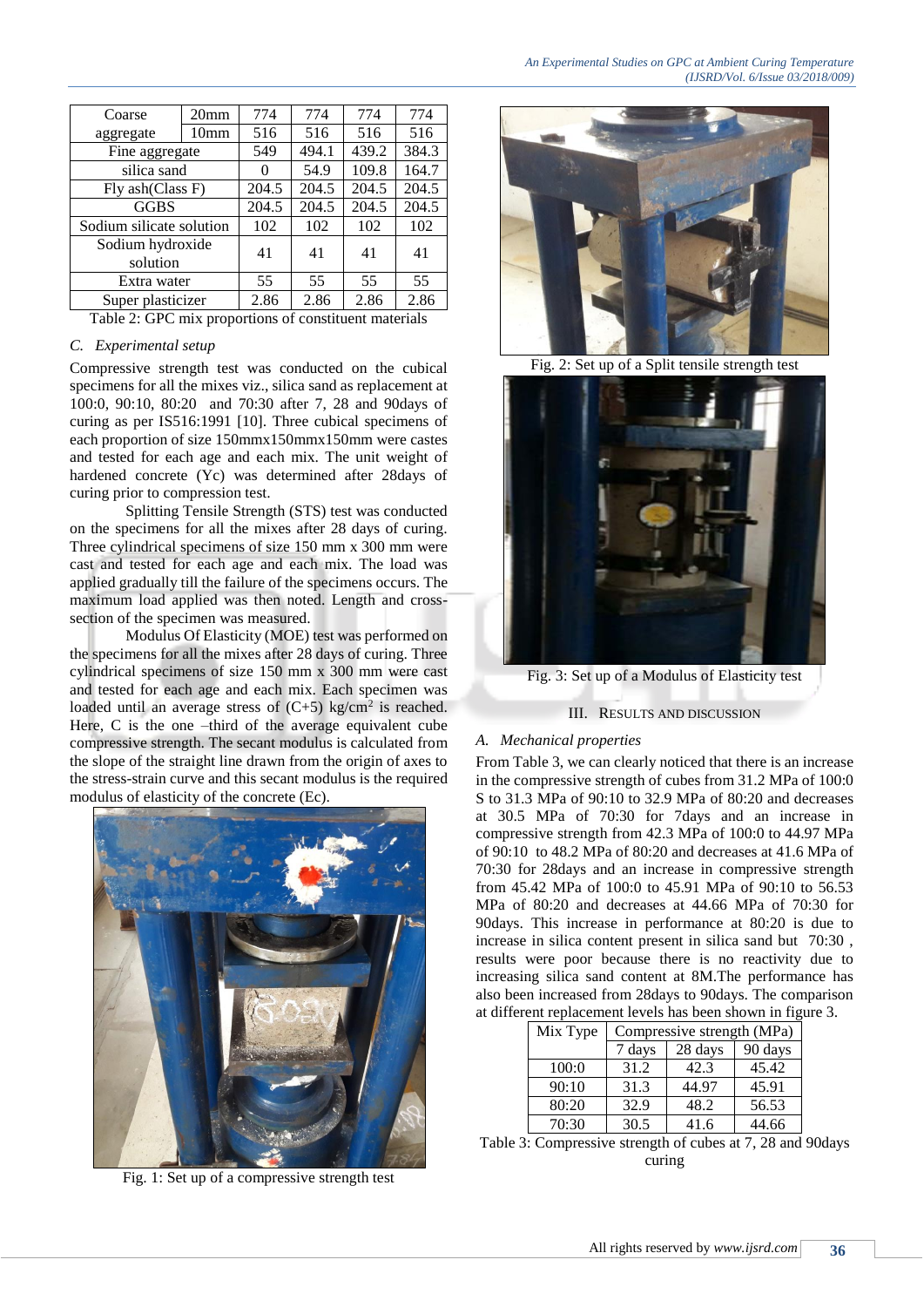| Coarse aggregate | 20mm | 774 | 774 | 774 | 774 |
|---|---|---|---|---|---|
| | 10mm | 516 | 516 | 516 | 516 |
| Fine aggregate | | 549 | 494.1 | 439.2 | 384.3 |
| silica sand | | 0 | 54.9 | 109.8 | 164.7 |
| Fly ash(Class F) | | 204.5 | 204.5 | 204.5 | 204.5 |
| GGBS | | 204.5 | 204.5 | 204.5 | 204.5 |
| Sodium silicate solution | | 102 | 102 | 102 | 102 |
| Sodium hydroxide solution | | 41 | 41 | 41 | 41 |
| Extra water | | 55 | 55 | 55 | 55 |
| Super plasticizer | | 2.86 | 2.86 | 2.86 | 2.86 |

Table 2: GPC mix proportions of constituent materials

### *C. Experimental setup*

Compressive strength test was conducted on the cubical specimens for all the mixes viz., silica sand as replacement at 100:0, 90:10, 80:20 and 70:30 after 7, 28 and 90days of curing as per IS516:1991 [10]. Three cubical specimens of each proportion of size 150mmx150mmx150mm were castes and tested for each age and each mix. The unit weight of hardened concrete (Yc) was determined after 28days of curing prior to compression test.

Splitting Tensile Strength (STS) test was conducted on the specimens for all the mixes after 28 days of curing. Three cylindrical specimens of size 150 mm x 300 mm were cast and tested for each age and each mix. The load was applied gradually till the failure of the specimens occurs. The maximum load applied was then noted. Length and cross-section of the specimen was measured.

Modulus Of Elasticity (MOE) test was performed on the specimens for all the mixes after 28 days of curing. Three cylindrical specimens of size 150 mm x 300 mm were cast and tested for each age and each mix. Each specimen was loaded until an average stress of (C+5) kg/cm$^2$ is reached. Here, C is the one –third of the average equivalent cube compressive strength. The secant modulus is calculated from the slope of the straight line drawn from the origin of axes to the stress-strain curve and this secant modulus is the required modulus of elasticity of the concrete (Ec).

Fig. 1: Set up of a compressive strength test

Fig. 2: Set up of a Split tensile strength test

Fig. 3: Set up of a Modulus of Elasticity test

## III. Results and Discussion

### *A. Mechanical properties*

From Table 3, we can clearly noticed that there is an increase in the compressive strength of cubes from 31.2 MPa of 100:0 S to 31.3 MPa of 90:10 to 32.9 MPa of 80:20 and decreases at 30.5 MPa of 70:30 for 7days and an increase in compressive strength from 42.3 MPa of 100:0 to 44.97 MPa of 90:10 to 48.2 MPa of 80:20 and decreases at 41.6 MPa of 70:30 for 28days and an increase in compressive strength from 45.42 MPa of 100:0 to 45.91 MPa of 90:10 to 56.53 MPa of 80:20 and decreases at 44.66 MPa of 70:30 for 90days. This increase in performance at 80:20 is due to increase in silica content present in silica sand but 70:30 , results were poor because there is no reactivity due to increasing silica sand content at 8M.The performance has also been increased from 28days to 90days. The comparison at different replacement levels has been shown in figure 3.

| Mix Type | Compressive strength (MPa) | | |
|---|---|---|---|
| | 7 days | 28 days | 90 days |
| 100:0 | 31.2 | 42.3 | 45.42 |
| 90:10 | 31.3 | 44.97 | 45.91 |
| 80:20 | 32.9 | 48.2 | 56.53 |
| 70:30 | 30.5 | 41.6 | 44.66 |

Table 3: Compressive strength of cubes at 7, 28 and 90days curing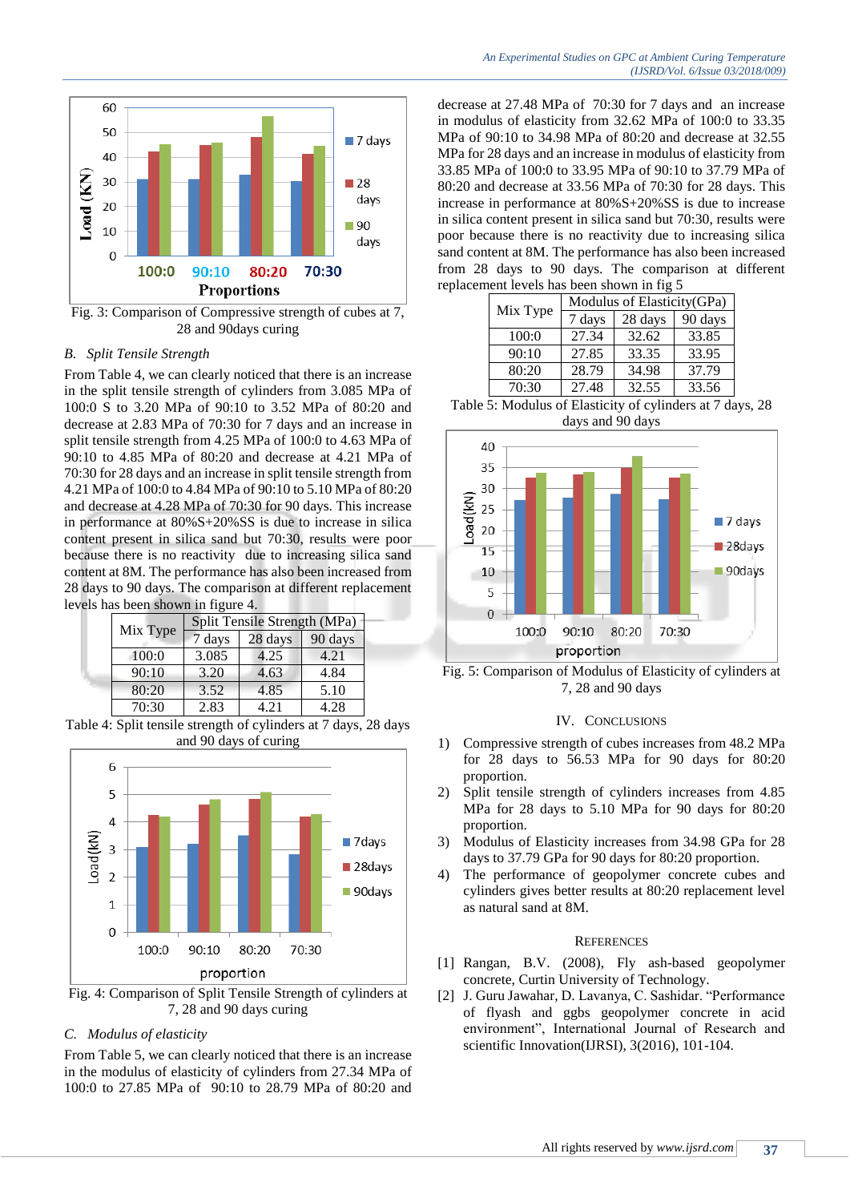Fig. 3: Comparison of Compressive strength of cubes at 7, 28 and 90days curing

### B. Split Tensile Strength

From Table 4, we can clearly noticed that there is an increase in the split tensile strength of cylinders from 3.085 MPa of 100:0 S to 3.20 MPa of 90:10 to 3.52 MPa of 80:20 and decrease at 2.83 MPa of 70:30 for 7 days and an increase in split tensile strength from 4.25 MPa of 100:0 to 4.63 MPa of 90:10 to 4.85 MPa of 80:20 and decrease at 4.21 MPa of 70:30 for 28 days and an increase in split tensile strength from 4.21 MPa of 100:0 to 4.84 MPa of 90:10 to 5.10 MPa of 80:20 and decrease at 4.28 MPa of 70:30 for 90 days. This increase in performance at 80%S+20%SS is due to increase in silica content present in silica sand but 70:30, results were poor because there is no reactivity due to increasing silica sand content at 8M. The performance has also been increased from 28 days to 90 days. The comparison at different replacement levels has been shown in figure 4.

| Mix Type | Split Tensile Strength (MPa) | | |
|---|---|---|---|
| | 7 days | 28 days | 90 days |
| 100:0 | 3.085 | 4.25 | 4.21 |
| 90:10 | 3.20 | 4.63 | 4.84 |
| 80:20 | 3.52 | 4.85 | 5.10 |
| 70:30 | 2.83 | 4.21 | 4.28 |

Table 4: Split tensile strength of cylinders at 7 days, 28 days and 90 days of curing

Fig. 4: Comparison of Split Tensile Strength of cylinders at 7, 28 and 90 days curing

### C. Modulus of elasticity

From Table 5, we can clearly noticed that there is an increase in the modulus of elasticity of cylinders from 27.34 MPa of 100:0 to 27.85 MPa of 90:10 to 28.79 MPa of 80:20 and decrease at 27.48 MPa of 70:30 for 7 days and an increase in modulus of elasticity from 32.62 MPa of 100:0 to 33.35 MPa of 90:10 to 34.98 MPa of 80:20 and decrease at 32.55 MPa for 28 days and an increase in modulus of elasticity from 33.85 MPa of 100:0 to 33.95 MPa of 90:10 to 37.79 MPa of 80:20 and decrease at 33.56 MPa of 70:30 for 28 days. This increase in performance at 80%S+20%SS is due to increase in silica content present in silica sand but 70:30, results were poor because there is no reactivity due to increasing silica sand content at 8M. The performance has also been increased from 28 days to 90 days. The comparison at different replacement levels has been shown in fig 5

| Mix Type | Modulus of Elasticity(GPa) | | |
|---|---|---|---|
| | 7 days | 28 days | 90 days |
| 100:0 | 27.34 | 32.62 | 33.85 |
| 90:10 | 27.85 | 33.35 | 33.95 |
| 80:20 | 28.79 | 34.98 | 37.79 |
| 70:30 | 27.48 | 32.55 | 33.56 |

Table 5: Modulus of Elasticity of cylinders at 7 days, 28 days and 90 days

Fig. 5: Comparison of Modulus of Elasticity of cylinders at 7, 28 and 90 days

## IV. CONCLUSIONS

1) Compressive strength of cubes increases from 48.2 MPa for 28 days to 56.53 MPa for 90 days for 80:20 proportion.
2) Split tensile strength of cylinders increases from 4.85 MPa for 28 days to 5.10 MPa for 90 days for 80:20 proportion.
3) Modulus of Elasticity increases from 34.98 GPa for 28 days to 37.79 GPa for 90 days for 80:20 proportion.
4) The performance of geopolymer concrete cubes and cylinders gives better results at 80:20 replacement level as natural sand at 8M.

## REFERENCES

[1] Rangan, B.V. (2008), Fly ash-based geopolymer concrete, Curtin University of Technology.

[2] J. Guru Jawahar, D. Lavanya, C. Sashidar. "Performance of flyash and ggbs geopolymer concrete in acid environment", International Journal of Research and scientific Innovation(IJRSI), 3(2016), 101-104.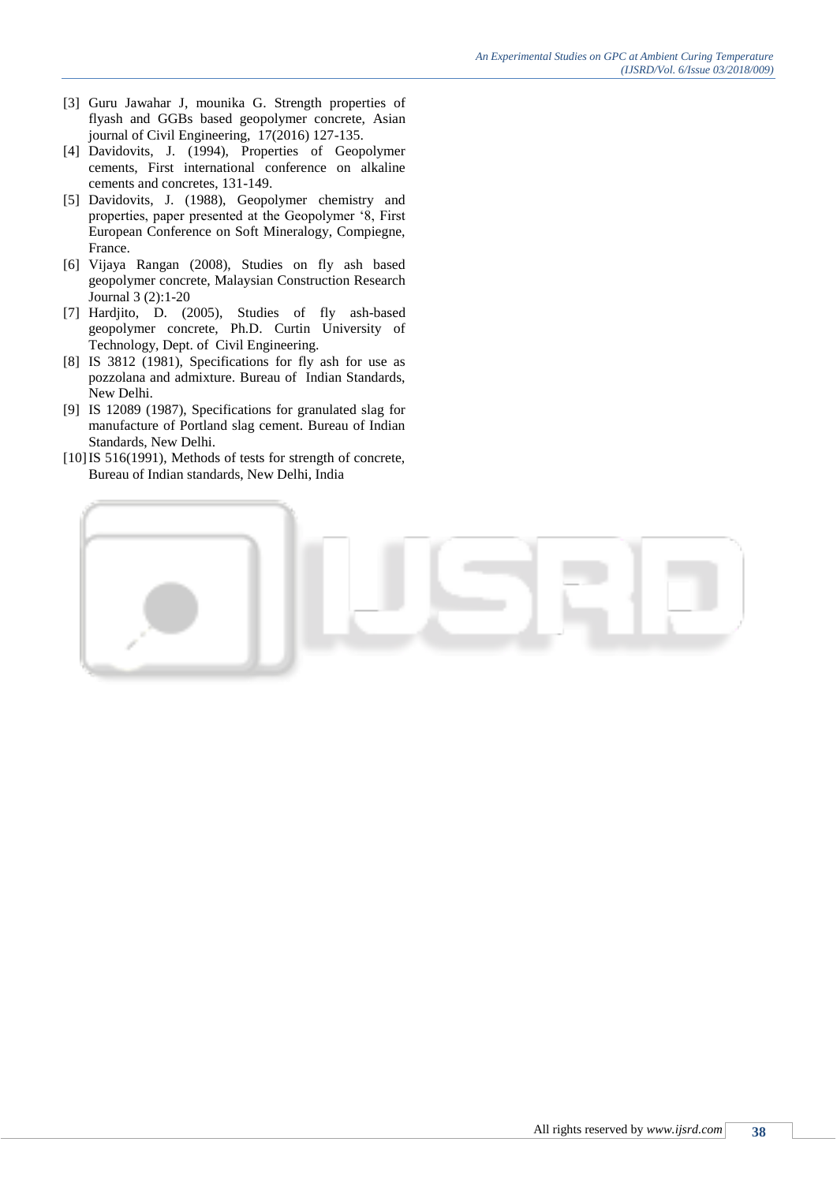[3] Guru Jawahar J, mounika G. Strength properties of flyash and GGBs based geopolymer concrete, Asian journal of Civil Engineering, 17(2016) 127-135.

[4] Davidovits, J. (1994), Properties of Geopolymer cements, First international conference on alkaline cements and concretes, 131-149.

[5] Davidovits, J. (1988), Geopolymer chemistry and properties, paper presented at the Geopolymer '8, First European Conference on Soft Mineralogy, Compiegne, France.

[6] Vijaya Rangan (2008), Studies on fly ash based geopolymer concrete, Malaysian Construction Research Journal 3 (2):1-20

[7] Hardjito, D. (2005), Studies of fly ash-based geopolymer concrete, Ph.D. Curtin University of Technology, Dept. of Civil Engineering.

[8] IS 3812 (1981), Specifications for fly ash for use as pozzolana and admixture. Bureau of Indian Standards, New Delhi.

[9] IS 12089 (1987), Specifications for granulated slag for manufacture of Portland slag cement. Bureau of Indian Standards, New Delhi.

[10] IS 516(1991), Methods of tests for strength of concrete, Bureau of Indian standards, New Delhi, India